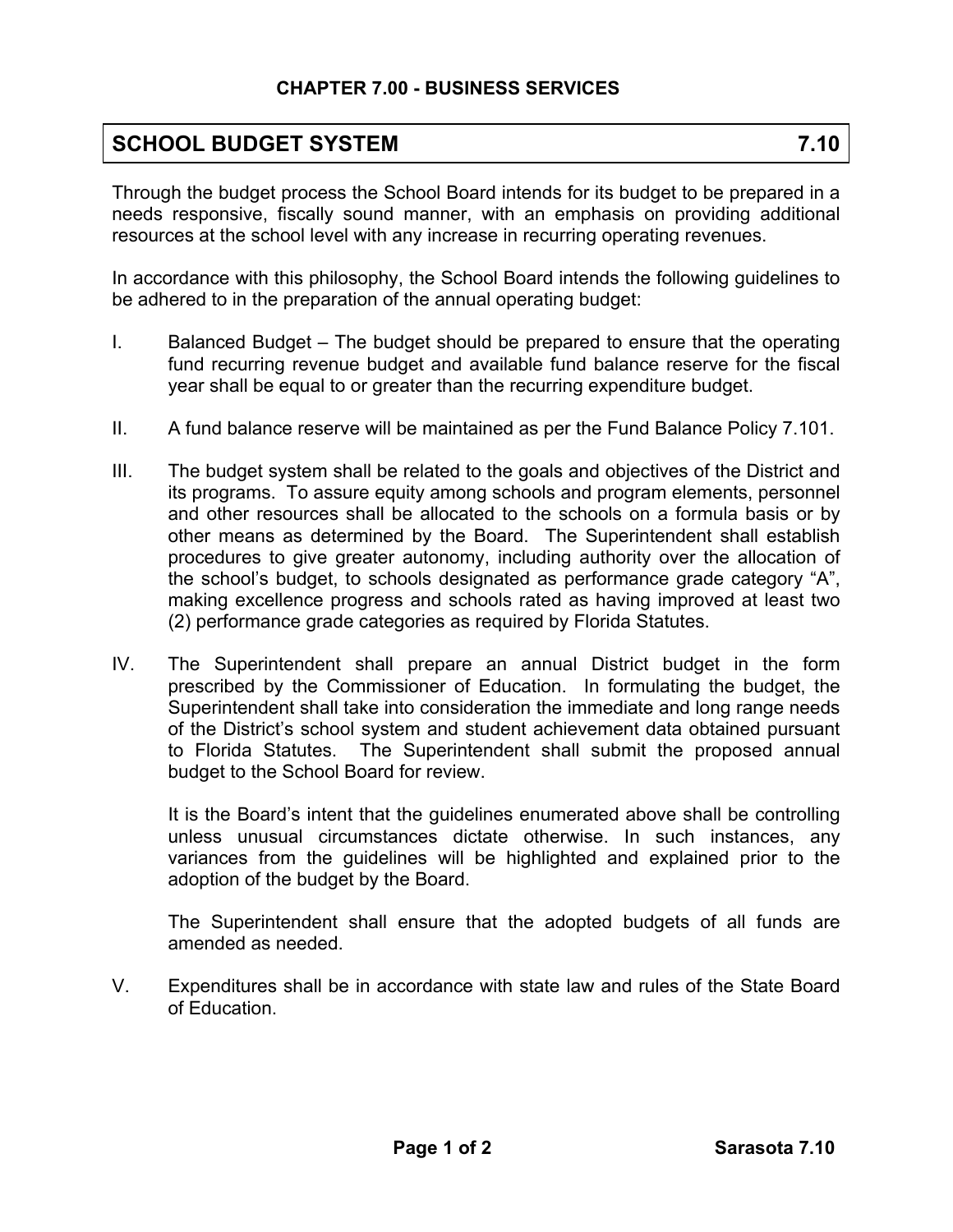## CHAPTER 7.00 - BUSINESS SERVICES

# SCHOOL BUDGET SYSTEM 7.10

Through the budget process the School Board intends for its budget to be prepared in a needs responsive, fiscally sound manner, with an emphasis on providing additional resources at the school level with any increase in recurring operating revenues.

In accordance with this philosophy, the School Board intends the following guidelines to be adhered to in the preparation of the annual operating budget:

I. Balanced Budget – The budget should be prepared to ensure that the operating fund recurring revenue budget and available fund balance reserve for the fiscal year shall be equal to or greater than the recurring expenditure budget.

II. A fund balance reserve will be maintained as per the Fund Balance Policy 7.101.

III. The budget system shall be related to the goals and objectives of the District and its programs. To assure equity among schools and program elements, personnel and other resources shall be allocated to the schools on a formula basis or by other means as determined by the Board. The Superintendent shall establish procedures to give greater autonomy, including authority over the allocation of the school's budget, to schools designated as performance grade category "A", making excellence progress and schools rated as having improved at least two (2) performance grade categories as required by Florida Statutes.

IV. The Superintendent shall prepare an annual District budget in the form prescribed by the Commissioner of Education. In formulating the budget, the Superintendent shall take into consideration the immediate and long range needs of the District's school system and student achievement data obtained pursuant to Florida Statutes. The Superintendent shall submit the proposed annual budget to the School Board for review.

    It is the Board's intent that the guidelines enumerated above shall be controlling unless unusual circumstances dictate otherwise. In such instances, any variances from the guidelines will be highlighted and explained prior to the adoption of the budget by the Board.

    The Superintendent shall ensure that the adopted budgets of all funds are amended as needed.

V. Expenditures shall be in accordance with state law and rules of the State Board of Education.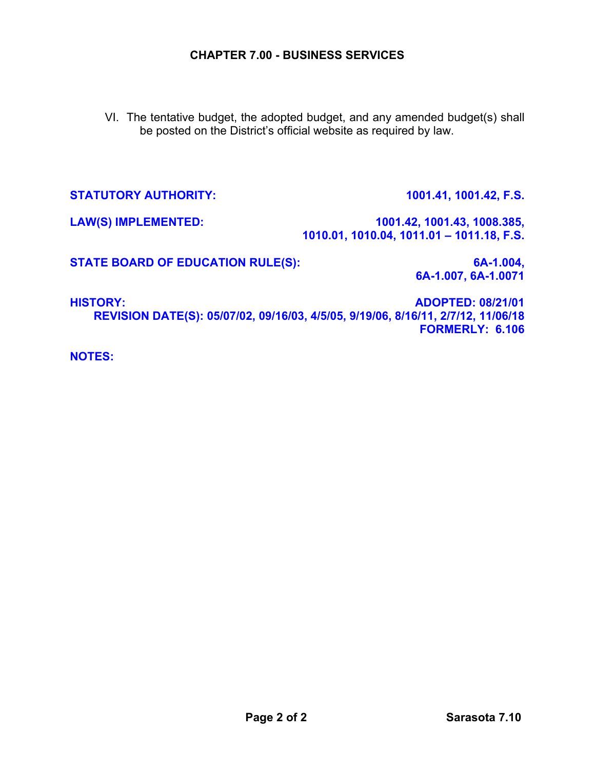VI. The tentative budget, the adopted budget, and any amended budget(s) shall be posted on the District's official website as required by law.

**STATUTORY AUTHORITY:** **1001.41, 1001.42, F.S.**

**LAW(S) IMPLEMENTED:** **1001.42, 1001.43, 1008.385, 1010.01, 1010.04, 1011.01 – 1011.18, F.S.**

**STATE BOARD OF EDUCATION RULE(S):** **6A-1.004, 6A-1.007, 6A-1.0071**

**HISTORY:** **ADOPTED: 08/21/01**
**REVISION DATE(S): 05/07/02, 09/16/03, 4/5/05, 9/19/06, 8/16/11, 2/7/12, 11/06/18**
**FORMERLY: 6.106**

**NOTES:**